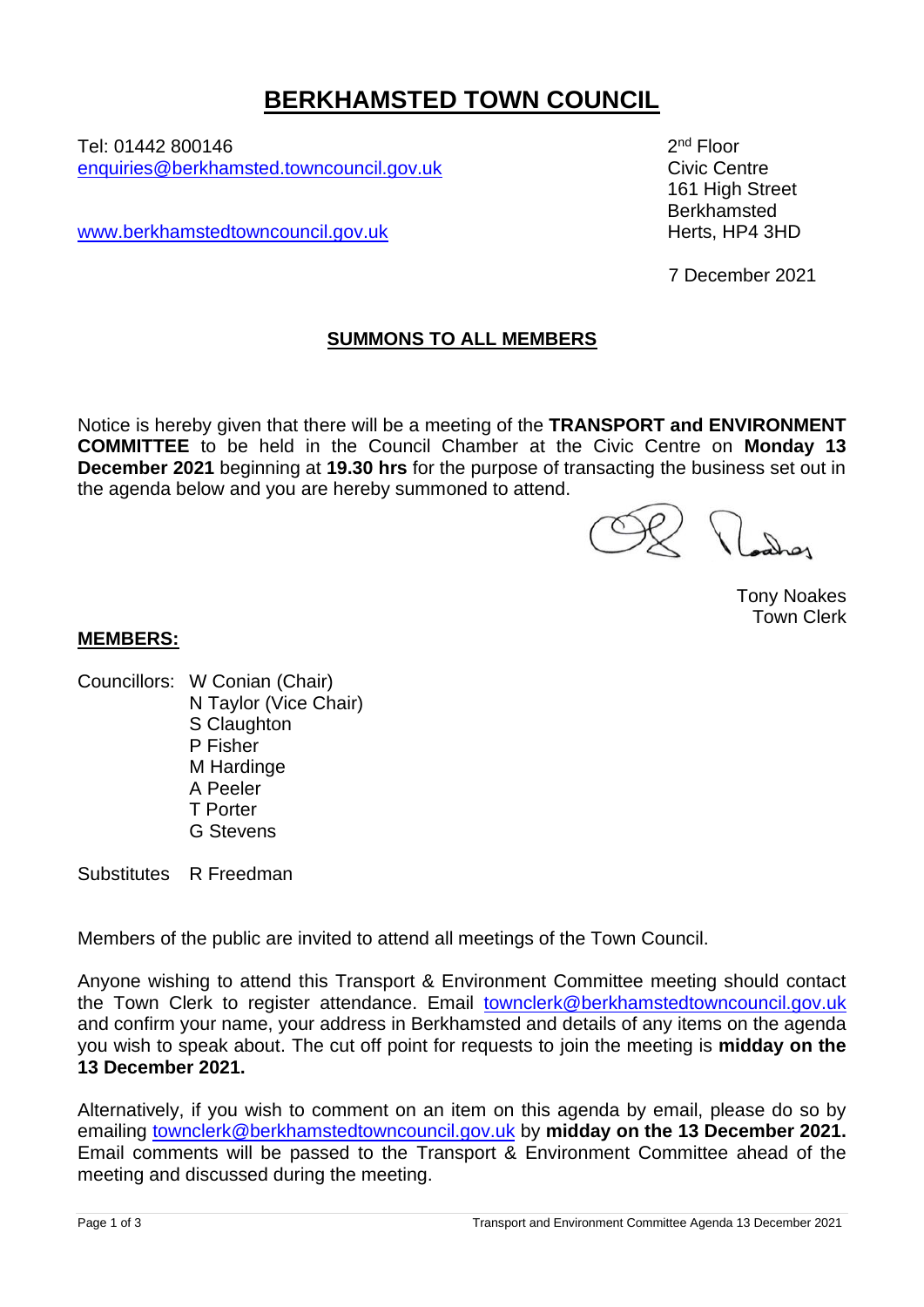# BERKHAMSTED TOWN COUNCIL

Tel: 01442 800146
enquiries@berkhamsted.towncouncil.gov.uk

www.berkhamstedtowncouncil.gov.uk

2nd Floor
Civic Centre
161 High Street
Berkhamsted
Herts, HP4 3HD

7 December 2021

## SUMMONS TO ALL MEMBERS

Notice is hereby given that there will be a meeting of the **TRANSPORT and ENVIRONMENT COMMITTEE** to be held in the Council Chamber at the Civic Centre on **Monday 13 December 2021** beginning at **19.30 hrs** for the purpose of transacting the business set out in the agenda below and you are hereby summoned to attend.

Tony Noakes
Town Clerk

**MEMBERS:**

Councillors:
- W Conian (Chair)
- N Taylor (Vice Chair)
- S Claughton
- P Fisher
- M Hardinge
- A Peeler
- T Porter
- G Stevens

Substitutes R Freedman

Members of the public are invited to attend all meetings of the Town Council.

Anyone wishing to attend this Transport & Environment Committee meeting should contact the Town Clerk to register attendance. Email townclerk@berkhamstedtowncouncil.gov.uk and confirm your name, your address in Berkhamsted and details of any items on the agenda you wish to speak about. The cut off point for requests to join the meeting is **midday on the 13 December 2021.**

Alternatively, if you wish to comment on an item on this agenda by email, please do so by emailing townclerk@berkhamstedtowncouncil.gov.uk by **midday on the 13 December 2021.** Email comments will be passed to the Transport & Environment Committee ahead of the meeting and discussed during the meeting.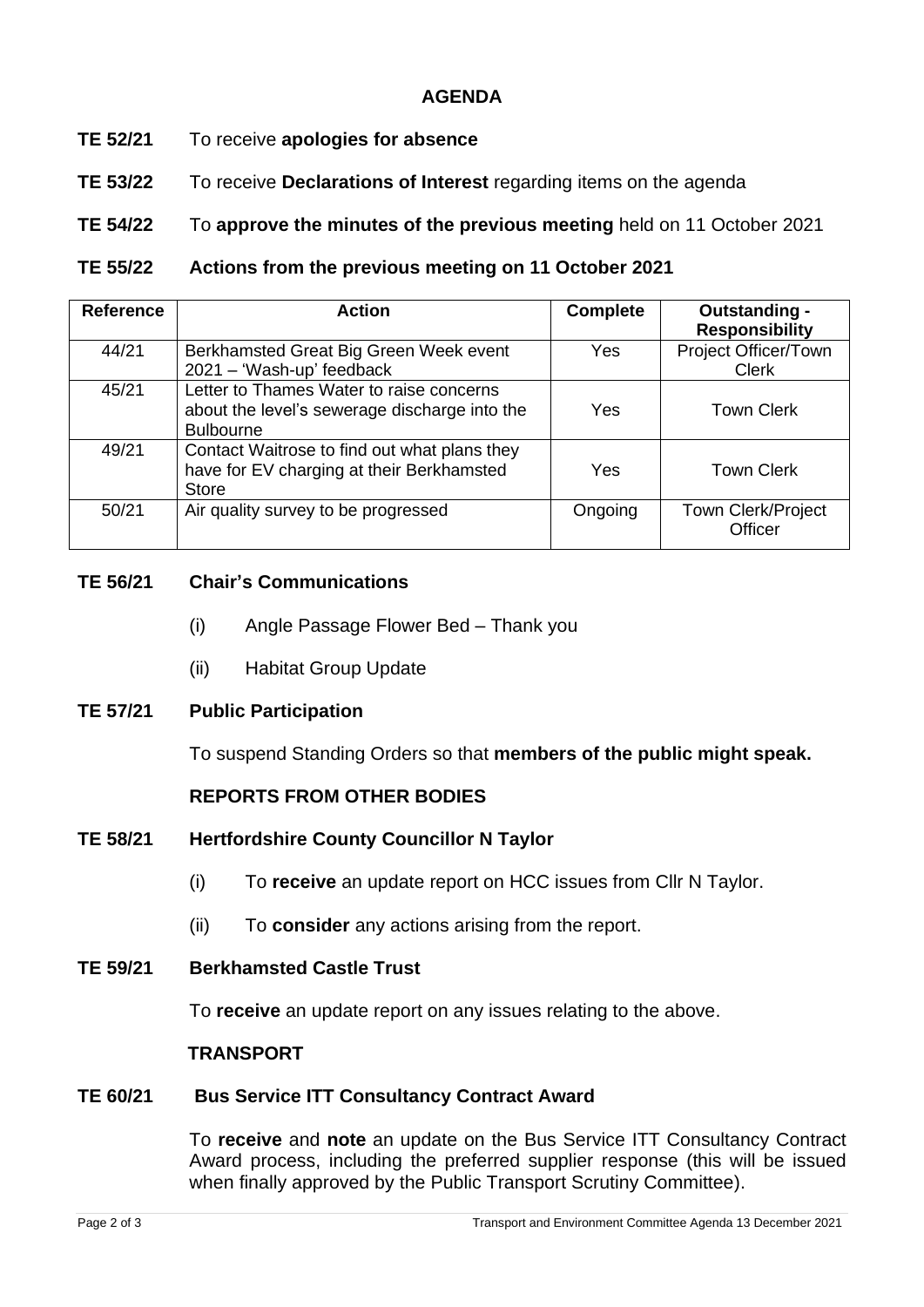## AGENDA

**TE 52/21** To receive **apologies for absence**

**TE 53/22** To receive **Declarations of Interest** regarding items on the agenda

**TE 54/22** To **approve the minutes of the previous meeting** held on 11 October 2021

**TE 55/22 Actions from the previous meeting on 11 October 2021**

| Reference | Action | Complete | Outstanding - Responsibility |
|---|---|---|---|
| 44/21 | Berkhamsted Great Big Green Week event 2021 – 'Wash-up' feedback | Yes | Project Officer/Town Clerk |
| 45/21 | Letter to Thames Water to raise concerns about the level's sewerage discharge into the Bulbourne | Yes | Town Clerk |
| 49/21 | Contact Waitrose to find out what plans they have for EV charging at their Berkhamsted Store | Yes | Town Clerk |
| 50/21 | Air quality survey to be progressed | Ongoing | Town Clerk/Project Officer |

**TE 56/21 Chair's Communications**

(i) Angle Passage Flower Bed – Thank you

(ii) Habitat Group Update

**TE 57/21 Public Participation**

To suspend Standing Orders so that **members of the public might speak.**

**REPORTS FROM OTHER BODIES**

**TE 58/21 Hertfordshire County Councillor N Taylor**

(i) To **receive** an update report on HCC issues from Cllr N Taylor.

(ii) To **consider** any actions arising from the report.

**TE 59/21 Berkhamsted Castle Trust**

To **receive** an update report on any issues relating to the above.

**TRANSPORT**

**TE 60/21 Bus Service ITT Consultancy Contract Award**

To **receive** and **note** an update on the Bus Service ITT Consultancy Contract Award process, including the preferred supplier response (this will be issued when finally approved by the Public Transport Scrutiny Committee).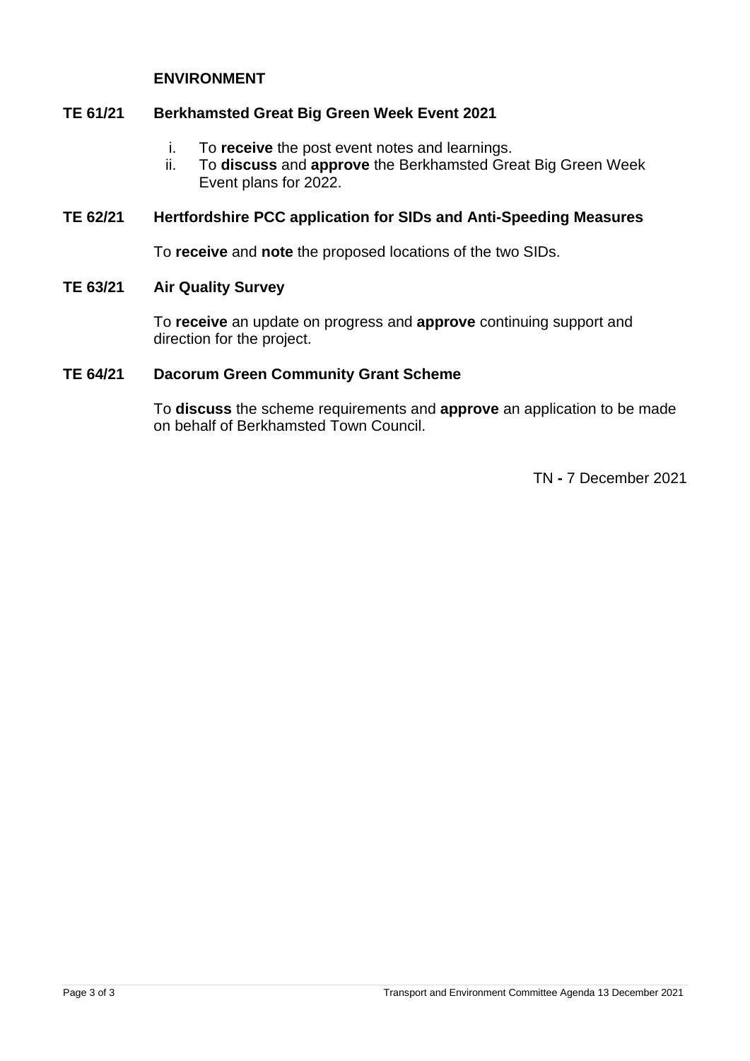## ENVIRONMENT

### TE 61/21 Berkhamsted Great Big Green Week Event 2021

i. To **receive** the post event notes and learnings.
ii. To **discuss** and **approve** the Berkhamsted Great Big Green Week Event plans for 2022.

### TE 62/21 Hertfordshire PCC application for SIDs and Anti-Speeding Measures

To **receive** and **note** the proposed locations of the two SIDs.

### TE 63/21 Air Quality Survey

To **receive** an update on progress and **approve** continuing support and direction for the project.

### TE 64/21 Dacorum Green Community Grant Scheme

To **discuss** the scheme requirements and **approve** an application to be made on behalf of Berkhamsted Town Council.

TN - 7 December 2021